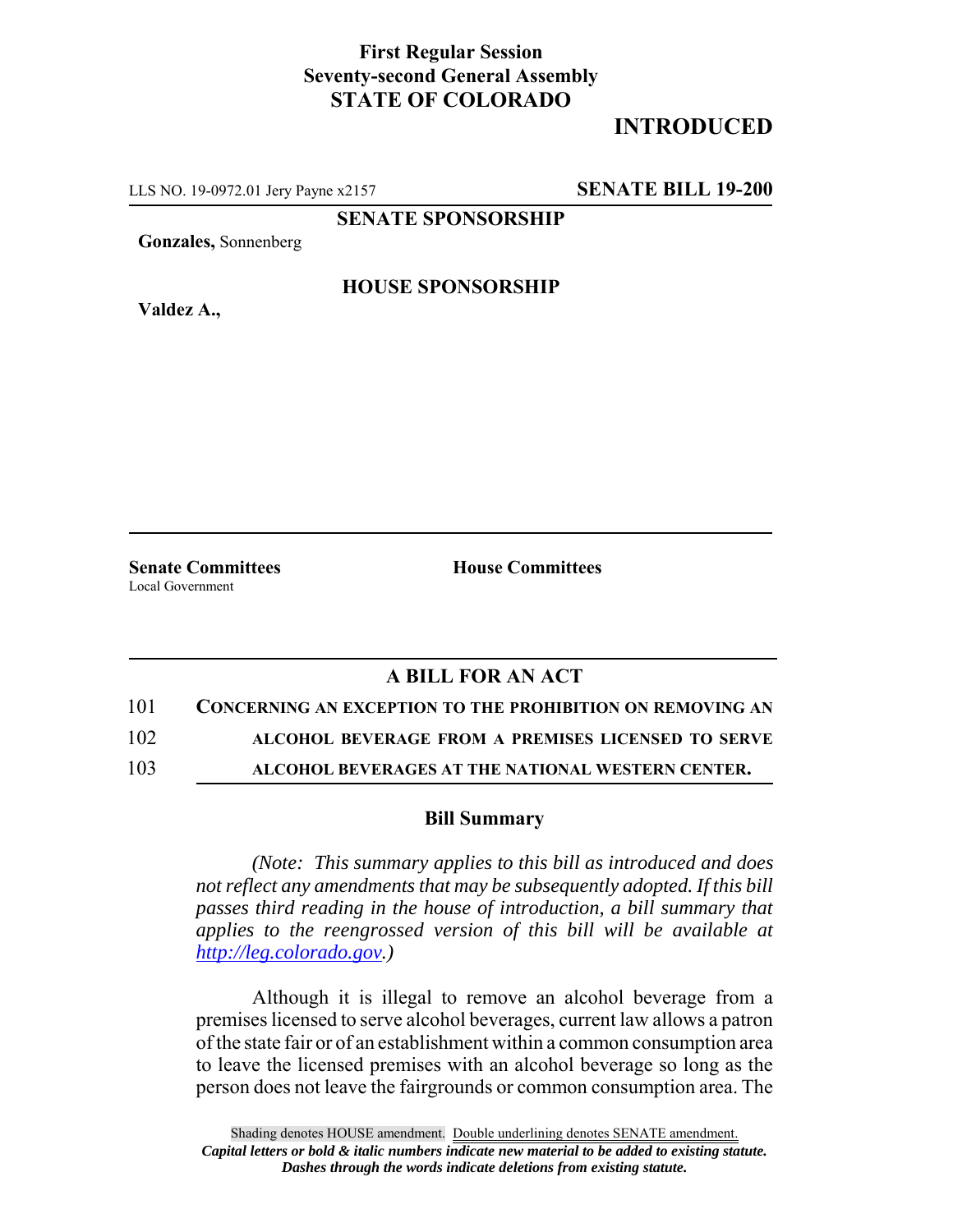**First Regular Session**
**Seventy-second General Assembly**
**STATE OF COLORADO**

# INTRODUCED

LLS NO. 19-0972.01 Jery Payne x2157 **SENATE BILL 19-200**

**SENATE SPONSORSHIP**

**Gonzales,** Sonnenberg

**HOUSE SPONSORSHIP**

**Valdez A.,**

**Senate Committees**
Local Government

**House Committees**

## A BILL FOR AN ACT

101 **CONCERNING AN EXCEPTION TO THE PROHIBITION ON REMOVING AN**
102 **ALCOHOL BEVERAGE FROM A PREMISES LICENSED TO SERVE**
103 **ALCOHOL BEVERAGES AT THE NATIONAL WESTERN CENTER.**

### Bill Summary

*(Note: This summary applies to this bill as introduced and does not reflect any amendments that may be subsequently adopted. If this bill passes third reading in the house of introduction, a bill summary that applies to the reengrossed version of this bill will be available at http://leg.colorado.gov.)*

Although it is illegal to remove an alcohol beverage from a premises licensed to serve alcohol beverages, current law allows a patron of the state fair or of an establishment within a common consumption area to leave the licensed premises with an alcohol beverage so long as the person does not leave the fairgrounds or common consumption area. The

Shading denotes HOUSE amendment. Double underlining denotes SENATE amendment.
*Capital letters or bold & italic numbers indicate new material to be added to existing statute.*
*Dashes through the words indicate deletions from existing statute.*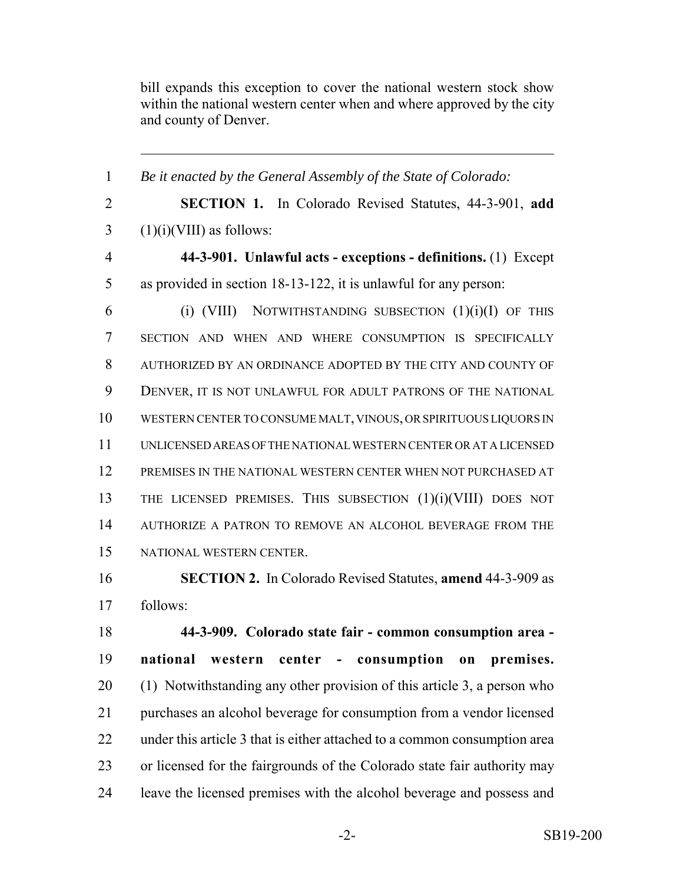bill expands this exception to cover the national western stock show within the national western center when and where approved by the city and county of Denver.

---

1 *Be it enacted by the General Assembly of the State of Colorado:*

2 **SECTION 1.** In Colorado Revised Statutes, 44-3-901, **add**
3 (1)(i)(VIII) as follows:

4 **44-3-901. Unlawful acts - exceptions - definitions.** (1) Except
5 as provided in section 18-13-122, it is unlawful for any person:

6 (i) (VIII) NOTWITHSTANDING SUBSECTION (1)(i)(I) OF THIS
7 SECTION AND WHEN AND WHERE CONSUMPTION IS SPECIFICALLY
8 AUTHORIZED BY AN ORDINANCE ADOPTED BY THE CITY AND COUNTY OF
9 DENVER, IT IS NOT UNLAWFUL FOR ADULT PATRONS OF THE NATIONAL
10 WESTERN CENTER TO CONSUME MALT, VINOUS, OR SPIRITUOUS LIQUORS IN
11 UNLICENSED AREAS OF THE NATIONAL WESTERN CENTER OR AT A LICENSED
12 PREMISES IN THE NATIONAL WESTERN CENTER WHEN NOT PURCHASED AT
13 THE LICENSED PREMISES. THIS SUBSECTION (1)(i)(VIII) DOES NOT
14 AUTHORIZE A PATRON TO REMOVE AN ALCOHOL BEVERAGE FROM THE
15 NATIONAL WESTERN CENTER.

16 **SECTION 2.** In Colorado Revised Statutes, **amend** 44-3-909 as
17 follows:

18 **44-3-909. Colorado state fair - common consumption area -**
19 **national western center - consumption on premises.**
20 (1) Notwithstanding any other provision of this article 3, a person who
21 purchases an alcohol beverage for consumption from a vendor licensed
22 under this article 3 that is either attached to a common consumption area
23 or licensed for the fairgrounds of the Colorado state fair authority may
24 leave the licensed premises with the alcohol beverage and possess and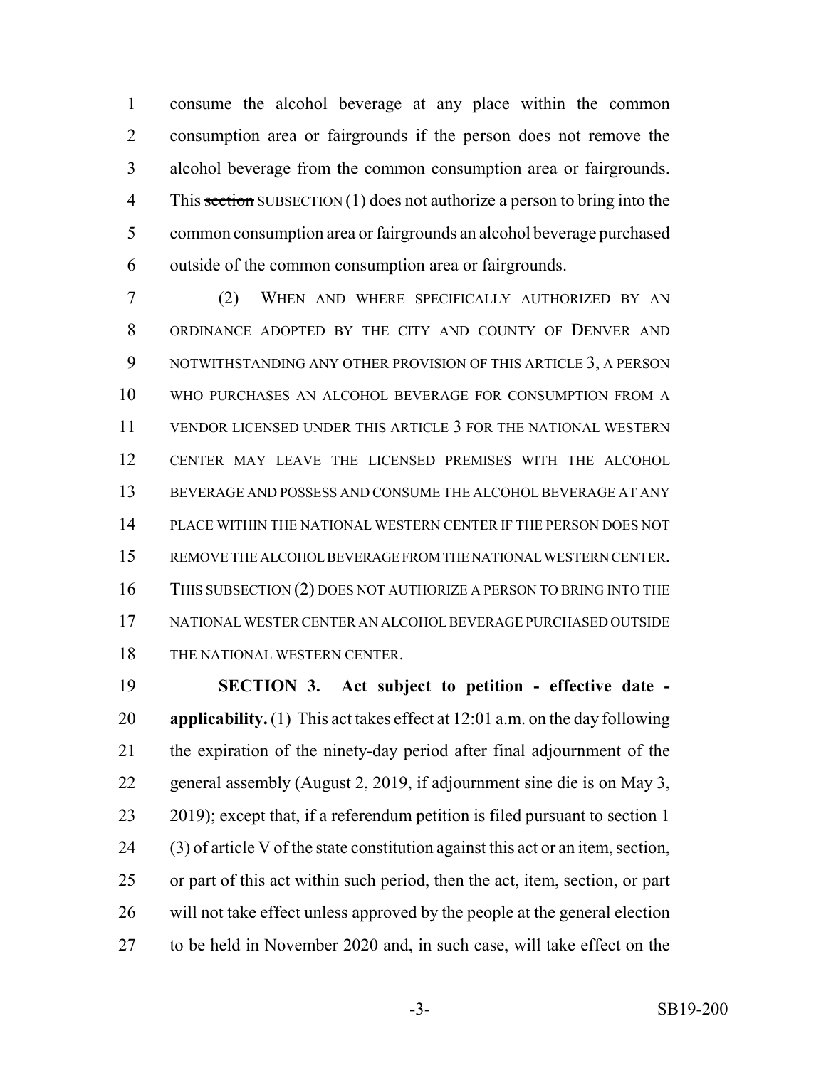consume the alcohol beverage at any place within the common consumption area or fairgrounds if the person does not remove the alcohol beverage from the common consumption area or fairgrounds. This ~~section~~ SUBSECTION (1) does not authorize a person to bring into the common consumption area or fairgrounds an alcohol beverage purchased outside of the common consumption area or fairgrounds.

(2) WHEN AND WHERE SPECIFICALLY AUTHORIZED BY AN ORDINANCE ADOPTED BY THE CITY AND COUNTY OF DENVER AND NOTWITHSTANDING ANY OTHER PROVISION OF THIS ARTICLE 3, A PERSON WHO PURCHASES AN ALCOHOL BEVERAGE FOR CONSUMPTION FROM A VENDOR LICENSED UNDER THIS ARTICLE 3 FOR THE NATIONAL WESTERN CENTER MAY LEAVE THE LICENSED PREMISES WITH THE ALCOHOL BEVERAGE AND POSSESS AND CONSUME THE ALCOHOL BEVERAGE AT ANY PLACE WITHIN THE NATIONAL WESTERN CENTER IF THE PERSON DOES NOT REMOVE THE ALCOHOL BEVERAGE FROM THE NATIONAL WESTERN CENTER. THIS SUBSECTION (2) DOES NOT AUTHORIZE A PERSON TO BRING INTO THE NATIONAL WESTER CENTER AN ALCOHOL BEVERAGE PURCHASED OUTSIDE THE NATIONAL WESTERN CENTER.

**SECTION 3. Act subject to petition - effective date - applicability.** (1) This act takes effect at 12:01 a.m. on the day following the expiration of the ninety-day period after final adjournment of the general assembly (August 2, 2019, if adjournment sine die is on May 3, 2019); except that, if a referendum petition is filed pursuant to section 1 (3) of article V of the state constitution against this act or an item, section, or part of this act within such period, then the act, item, section, or part will not take effect unless approved by the people at the general election to be held in November 2020 and, in such case, will take effect on the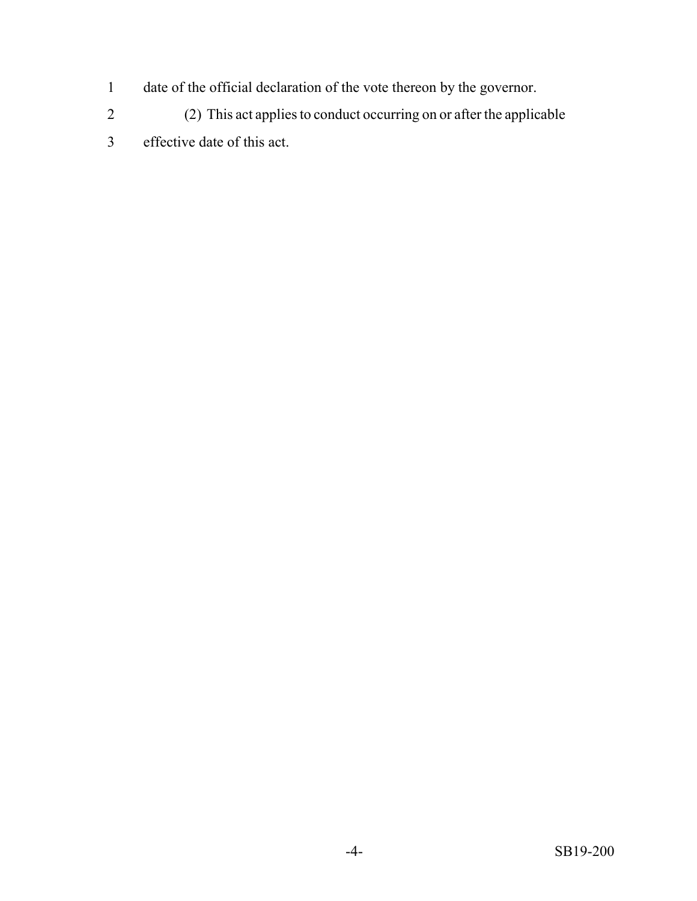date of the official declaration of the vote thereon by the governor.

(2) This act applies to conduct occurring on or after the applicable effective date of this act.